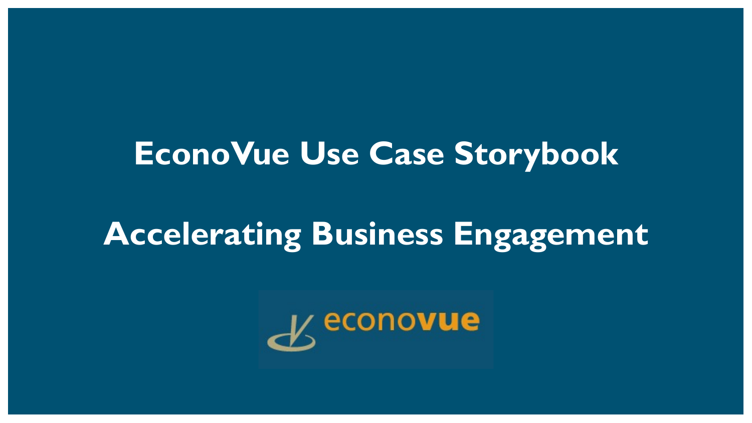# EconoVue Use Case Storybook

# Accelerating Business Engagement

econovue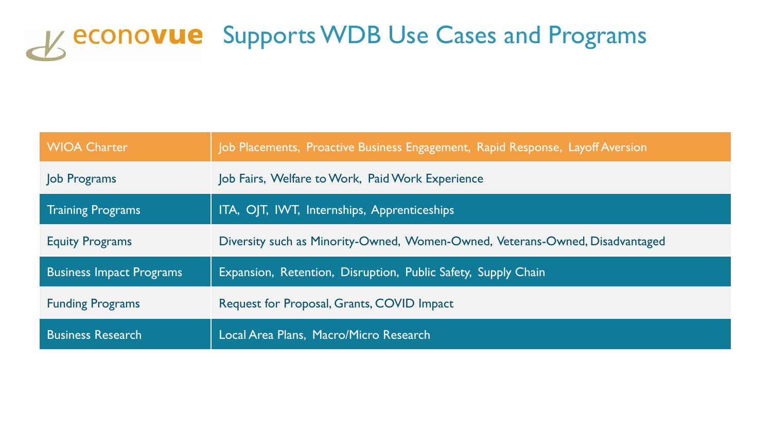# econovue Supports WDB Use Cases and Programs

| WIOA Charter | Job Placements, Proactive Business Engagement, Rapid Response, Layoff Aversion |
|---|---|
| Job Programs | Job Fairs, Welfare to Work, Paid Work Experience |
| Training Programs | ITA, OJT, IWT, Internships, Apprenticeships |
| Equity Programs | Diversity such as Minority-Owned, Women-Owned, Veterans-Owned, Disadvantaged |
| Business Impact Programs | Expansion, Retention, Disruption, Public Safety, Supply Chain |
| Funding Programs | Request for Proposal, Grants, COVID Impact |
| Business Research | Local Area Plans, Macro/Micro Research |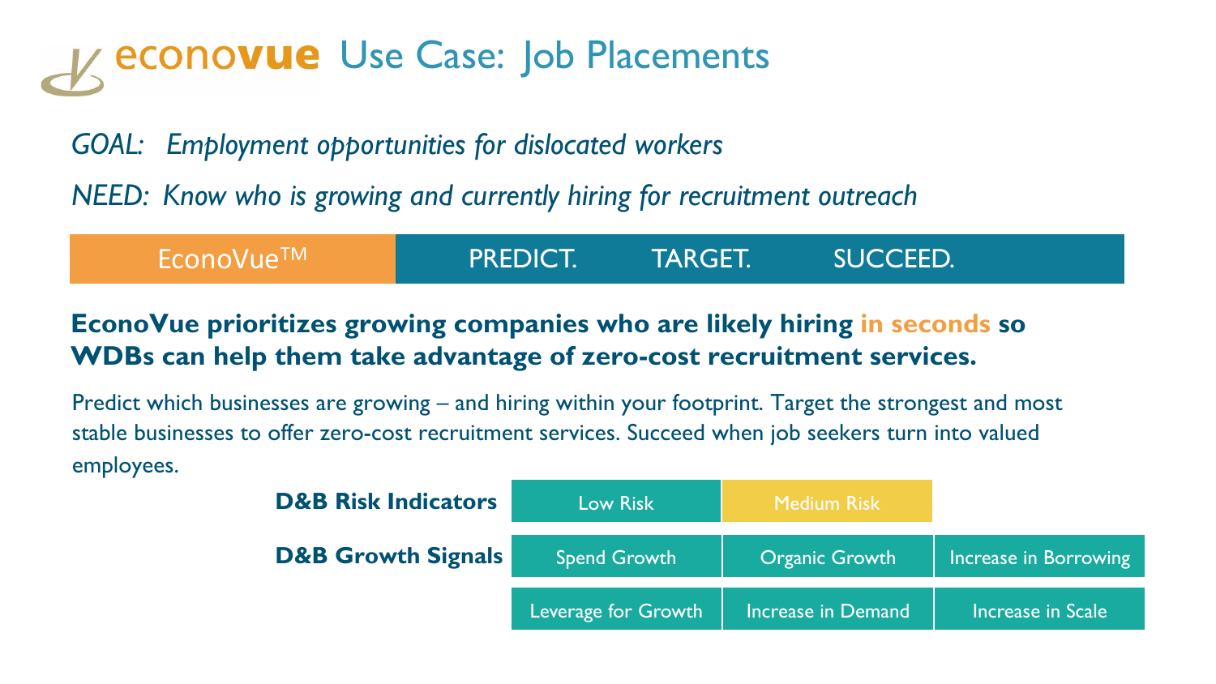# econovue Use Case: Job Placements

*GOAL: Employment opportunities for dislocated workers*

*NEED: Know who is growing and currently hiring for recruitment outreach*

| EconoVue™ | PREDICT. | TARGET. | SUCCEED. |
|---|---|---|---|

**EconoVue prioritizes growing companies who are likely hiring in seconds so WDBs can help them take advantage of zero-cost recruitment services.**

Predict which businesses are growing – and hiring within your footprint. Target the strongest and most stable businesses to offer zero-cost recruitment services. Succeed when job seekers turn into valued employees.

| | | | |
|---|---|---|---|
| **D&B Risk Indicators** | Low Risk | Medium Risk | |
| **D&B Growth Signals** | Spend Growth | Organic Growth | Increase in Borrowing |
| | Leverage for Growth | Increase in Demand | Increase in Scale |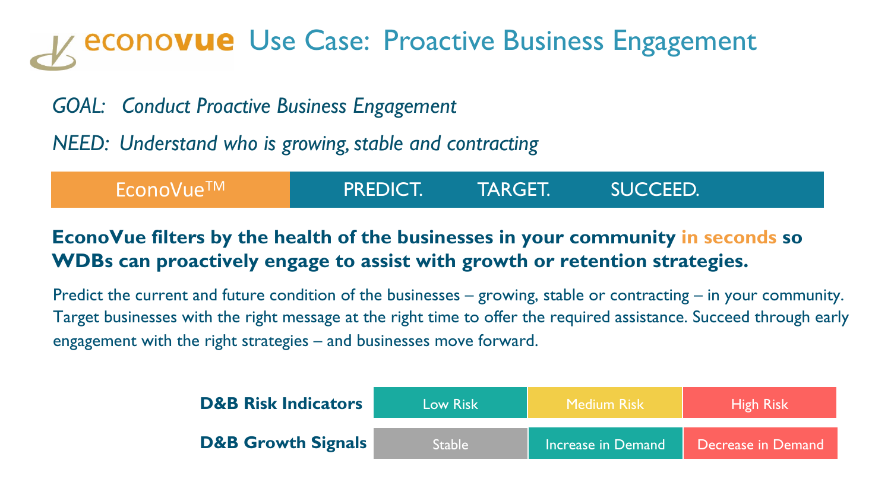# econovue Use Case: Proactive Business Engagement

*GOAL: Conduct Proactive Business Engagement*

*NEED: Understand who is growing, stable and contracting*

EconoVue™ | PREDICT. TARGET. SUCCEED.

**EconoVue filters by the health of the businesses in your community in seconds so WDBs can proactively engage to assist with growth or retention strategies.**

Predict the current and future condition of the businesses – growing, stable or contracting – in your community. Target businesses with the right message at the right time to offer the required assistance. Succeed through early engagement with the right strategies – and businesses move forward.

| | | | |
|---|---|---|---|
| **D&B Risk Indicators** | Low Risk | Medium Risk | High Risk |
| **D&B Growth Signals** | Stable | Increase in Demand | Decrease in Demand |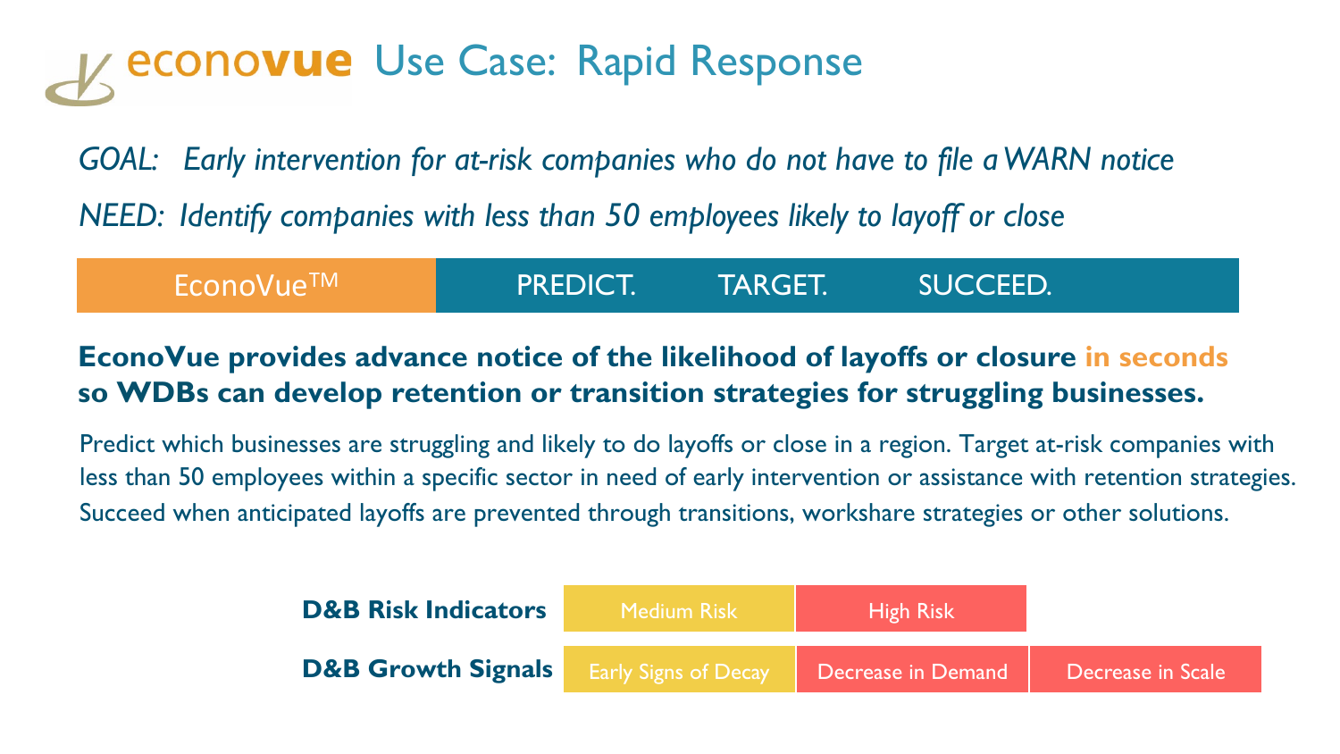# econovue Use Case: Rapid Response

*GOAL: Early intervention for at-risk companies who do not have to file a WARN notice*

*NEED: Identify companies with less than 50 employees likely to layoff or close*

| EconoVue™ | PREDICT. | TARGET. | SUCCEED. |
|---|---|---|---|

**EconoVue provides advance notice of the likelihood of layoffs or closure in seconds so WDBs can develop retention or transition strategies for struggling businesses.**

Predict which businesses are struggling and likely to do layoffs or close in a region. Target at-risk companies with less than 50 employees within a specific sector in need of early intervention or assistance with retention strategies. Succeed when anticipated layoffs are prevented through transitions, workshare strategies or other solutions.

| | | | |
|---|---|---|---|
| **D&B Risk Indicators** | Medium Risk | High Risk | |
| **D&B Growth Signals** | Early Signs of Decay | Decrease in Demand | Decrease in Scale |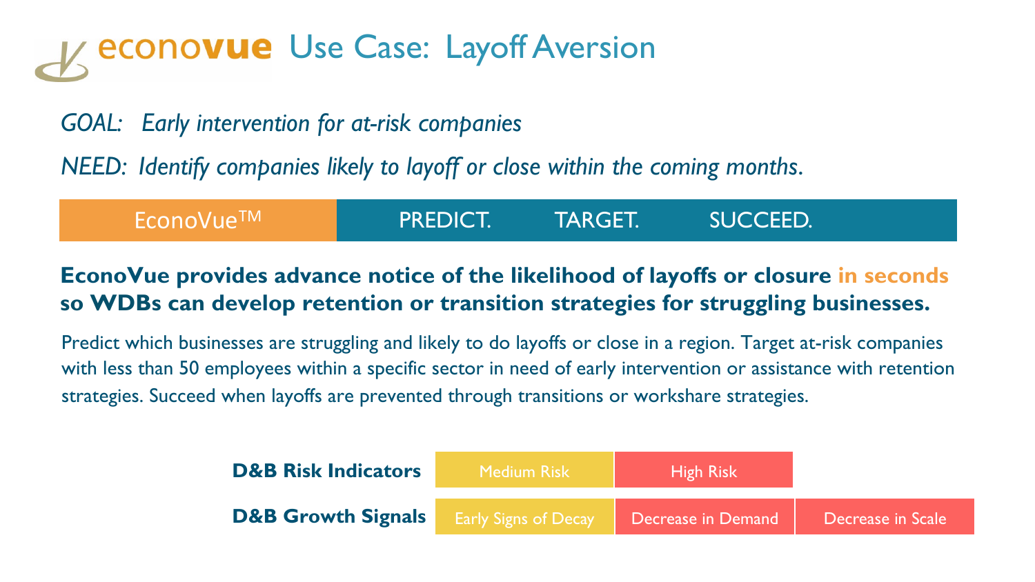# econovue Use Case: Layoff Aversion

*GOAL: Early intervention for at-risk companies*

*NEED: Identify companies likely to layoff or close within the coming months.*

| EconoVue™ | PREDICT. TARGET. SUCCEED. |
|---|---|

**EconoVue provides advance notice of the likelihood of layoffs or closure in seconds so WDBs can develop retention or transition strategies for struggling businesses.**

Predict which businesses are struggling and likely to do layoffs or close in a region. Target at-risk companies with less than 50 employees within a specific sector in need of early intervention or assistance with retention strategies. Succeed when layoffs are prevented through transitions or workshare strategies.

| | | | |
|---|---|---|---|
| **D&B Risk Indicators** | Medium Risk | High Risk | |
| **D&B Growth Signals** | Early Signs of Decay | Decrease in Demand | Decrease in Scale |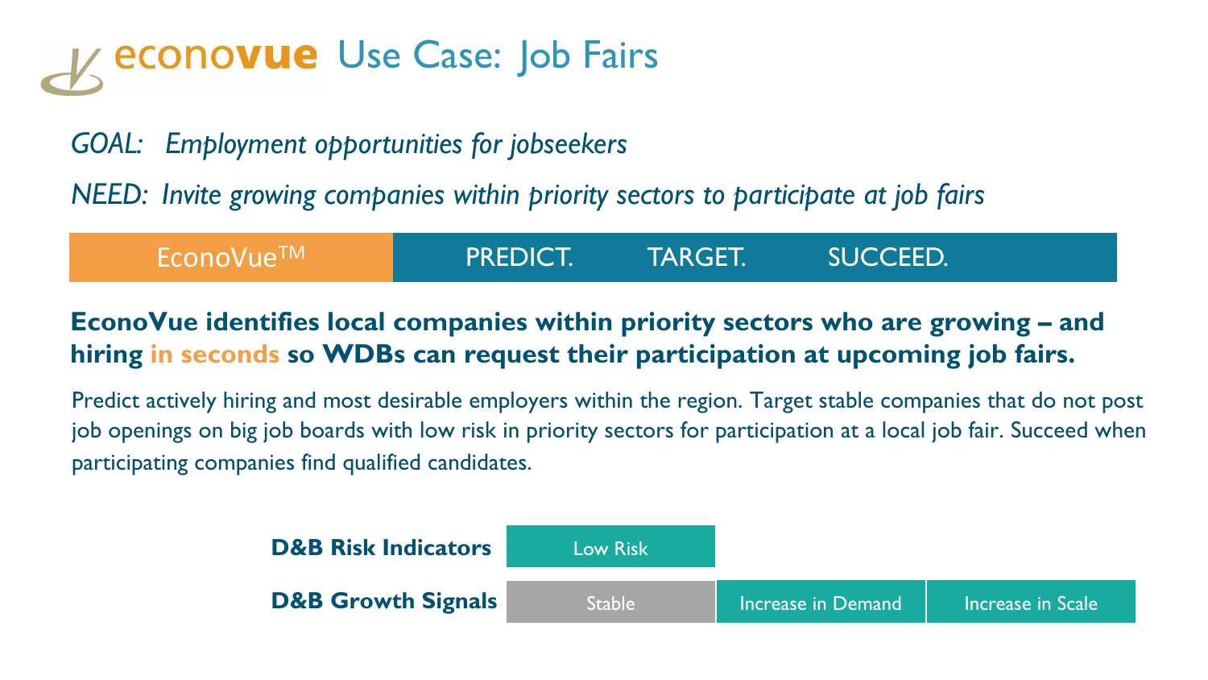# econovue Use Case: Job Fairs

*GOAL: Employment opportunities for jobseekers*

*NEED: Invite growing companies within priority sectors to participate at job fairs*

| EconoVue™ | PREDICT. | TARGET. | SUCCEED. |
|---|---|---|---|

**EconoVue identifies local companies within priority sectors who are growing – and hiring in seconds so WDBs can request their participation at upcoming job fairs.**

Predict actively hiring and most desirable employers within the region. Target stable companies that do not post job openings on big job boards with low risk in priority sectors for participation at a local job fair. Succeed when participating companies find qualified candidates.

| | | | |
|---|---|---|---|
| **D&B Risk Indicators** | Low Risk | | |
| **D&B Growth Signals** | Stable | Increase in Demand | Increase in Scale |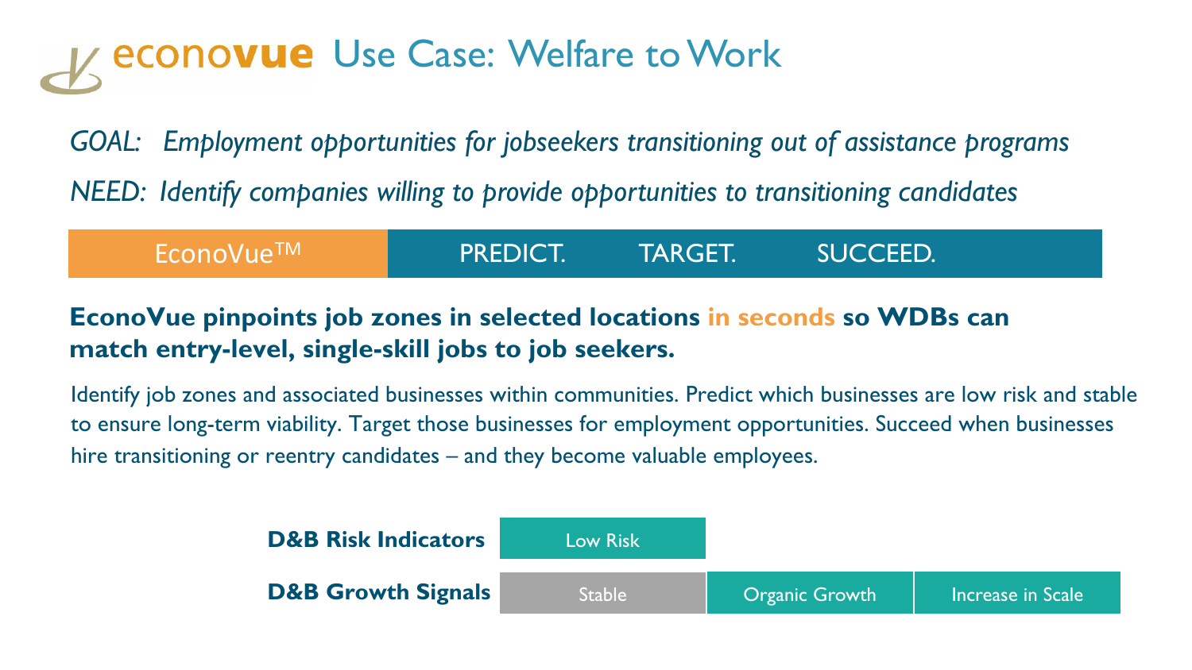# econovue Use Case: Welfare to Work

*GOAL: Employment opportunities for jobseekers transitioning out of assistance programs*

*NEED: Identify companies willing to provide opportunities to transitioning candidates*

| EconoVue™ | PREDICT. | TARGET. | SUCCEED. |
| --- | --- | --- | --- |

**EconoVue pinpoints job zones in selected locations in seconds so WDBs can match entry-level, single-skill jobs to job seekers.**

Identify job zones and associated businesses within communities. Predict which businesses are low risk and stable to ensure long-term viability. Target those businesses for employment opportunities. Succeed when businesses hire transitioning or reentry candidates – and they become valuable employees.

| | | | |
| --- | --- | --- | --- |
| **D&B Risk Indicators** | Low Risk | | |
| **D&B Growth Signals** | Stable | Organic Growth | Increase in Scale |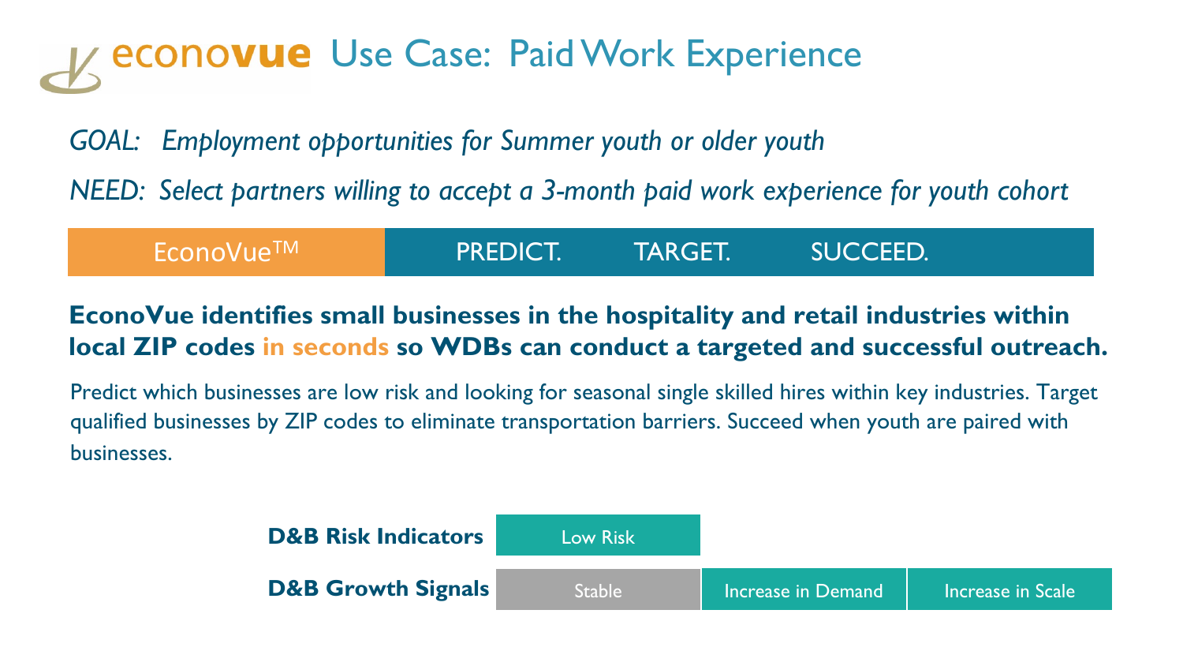# econovue Use Case: Paid Work Experience

*GOAL: Employment opportunities for Summer youth or older youth*

*NEED: Select partners willing to accept a 3-month paid work experience for youth cohort*

| EconoVue™ | PREDICT. | TARGET. | SUCCEED. |
|---|---|---|---|

**EconoVue identifies small businesses in the hospitality and retail industries within local ZIP codes in seconds so WDBs can conduct a targeted and successful outreach.**

Predict which businesses are low risk and looking for seasonal single skilled hires within key industries. Target qualified businesses by ZIP codes to eliminate transportation barriers. Succeed when youth are paired with businesses.

| | | | |
|---|---|---|---|
| **D&B Risk Indicators** | Low Risk | | |
| **D&B Growth Signals** | Stable | Increase in Demand | Increase in Scale |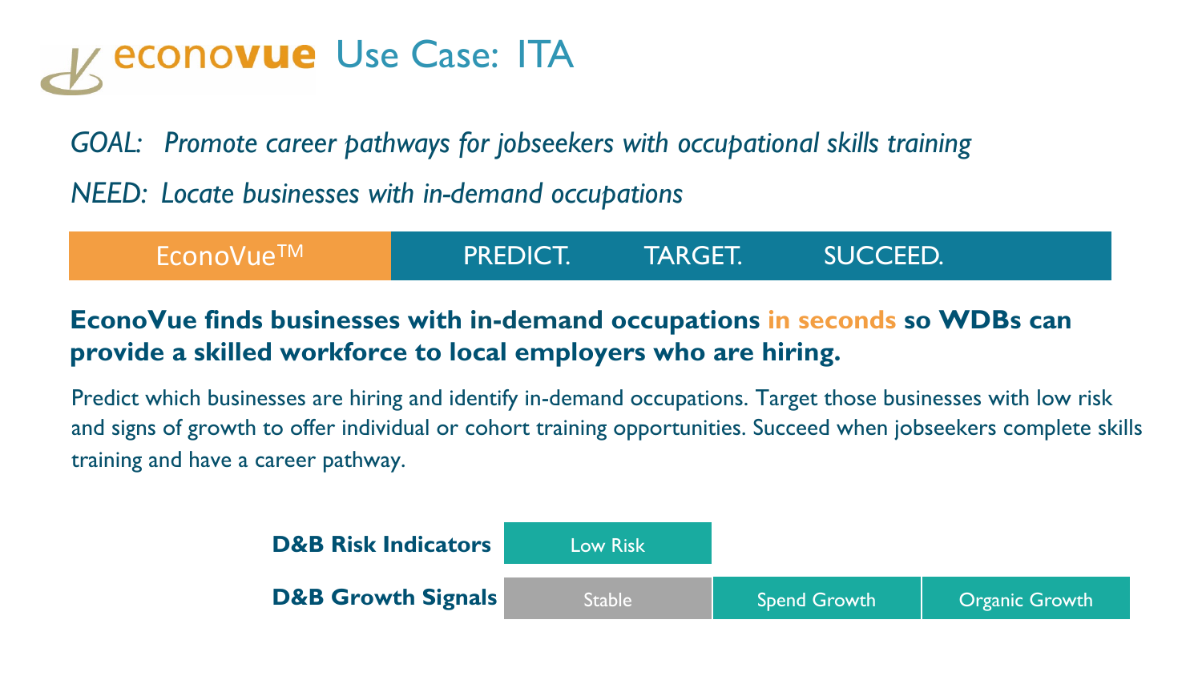# econovue Use Case: ITA

*GOAL: Promote career pathways for jobseekers with occupational skills training*

*NEED: Locate businesses with in-demand occupations*

EconoVue™ | PREDICT. TARGET. SUCCEED.

**EconoVue finds businesses with in-demand occupations in seconds so WDBs can provide a skilled workforce to local employers who are hiring.**

Predict which businesses are hiring and identify in-demand occupations. Target those businesses with low risk and signs of growth to offer individual or cohort training opportunities. Succeed when jobseekers complete skills training and have a career pathway.

| | | | |
|---|---|---|---|
| **D&B Risk Indicators** | Low Risk | | |
| **D&B Growth Signals** | Stable | Spend Growth | Organic Growth |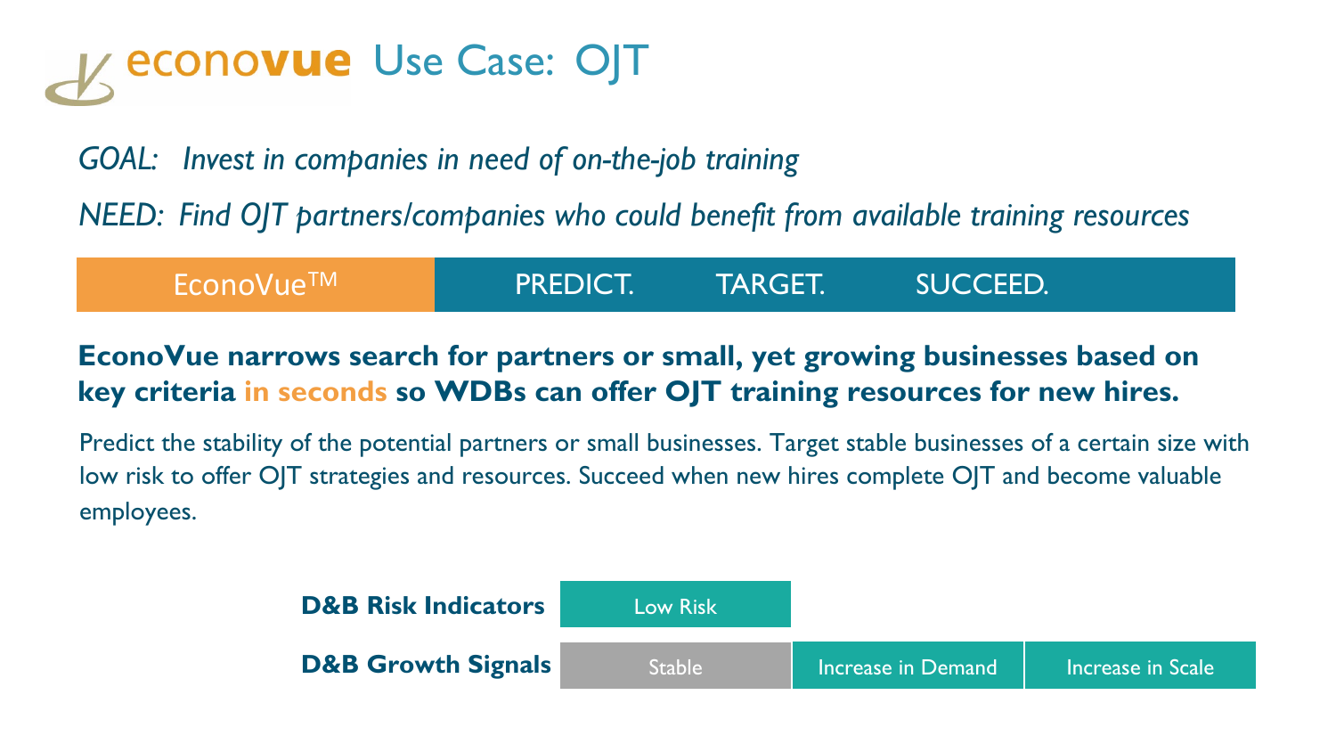# econovue Use Case: OJT

*GOAL: Invest in companies in need of on-the-job training*

*NEED: Find OJT partners/companies who could benefit from available training resources*

| EconoVue™ | PREDICT. | TARGET. | SUCCEED. |
|---|---|---|---|

**EconoVue narrows search for partners or small, yet growing businesses based on key criteria in seconds so WDBs can offer OJT training resources for new hires.**

Predict the stability of the potential partners or small businesses. Target stable businesses of a certain size with low risk to offer OJT strategies and resources. Succeed when new hires complete OJT and become valuable employees.

| | | | |
|---|---|---|---|
| **D&B Risk Indicators** | Low Risk | | |
| **D&B Growth Signals** | Stable | Increase in Demand | Increase in Scale |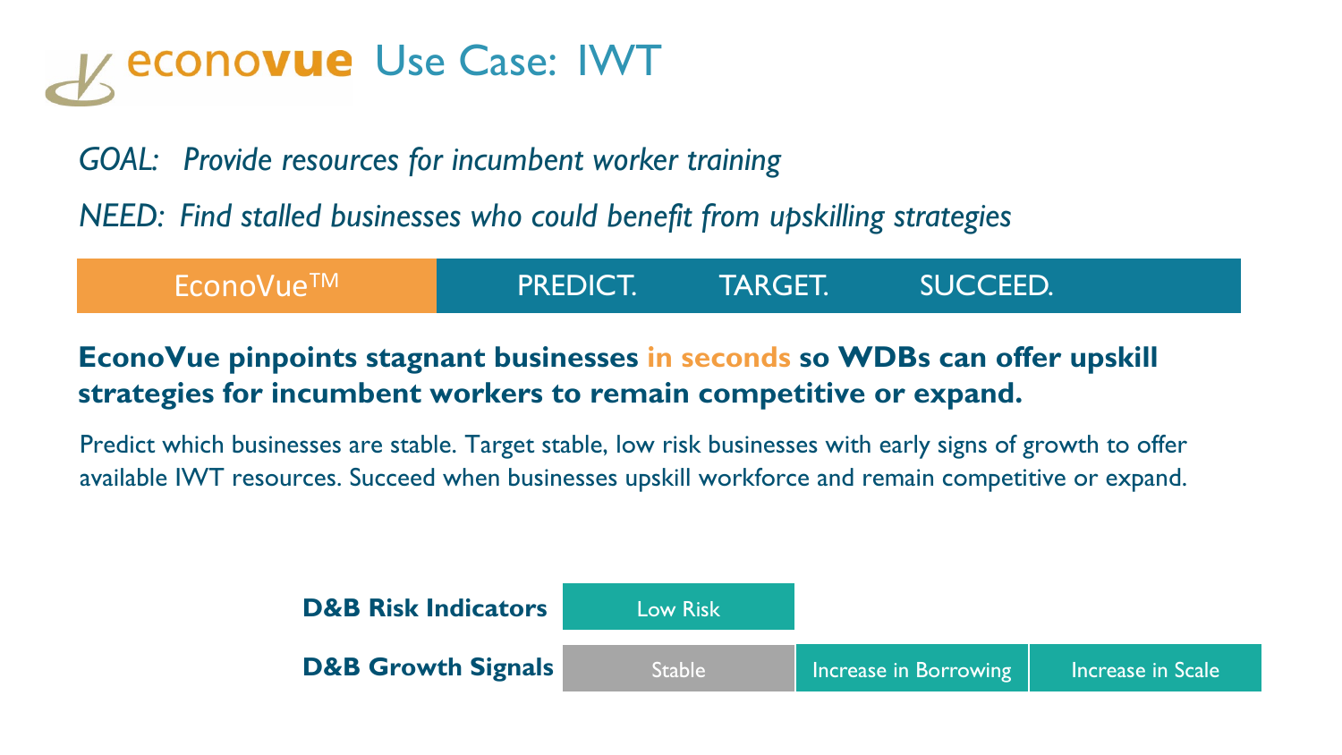# econovue Use Case: IWT

*GOAL: Provide resources for incumbent worker training*

*NEED: Find stalled businesses who could benefit from upskilling strategies*

| EconoVue™ | PREDICT. | TARGET. | SUCCEED. |
|---|---|---|---|

**EconoVue pinpoints stagnant businesses in seconds so WDBs can offer upskill strategies for incumbent workers to remain competitive or expand.**

Predict which businesses are stable. Target stable, low risk businesses with early signs of growth to offer available IWT resources. Succeed when businesses upskill workforce and remain competitive or expand.

| | | | |
|---|---|---|---|
| **D&B Risk Indicators** | Low Risk | | |
| **D&B Growth Signals** | Stable | Increase in Borrowing | Increase in Scale |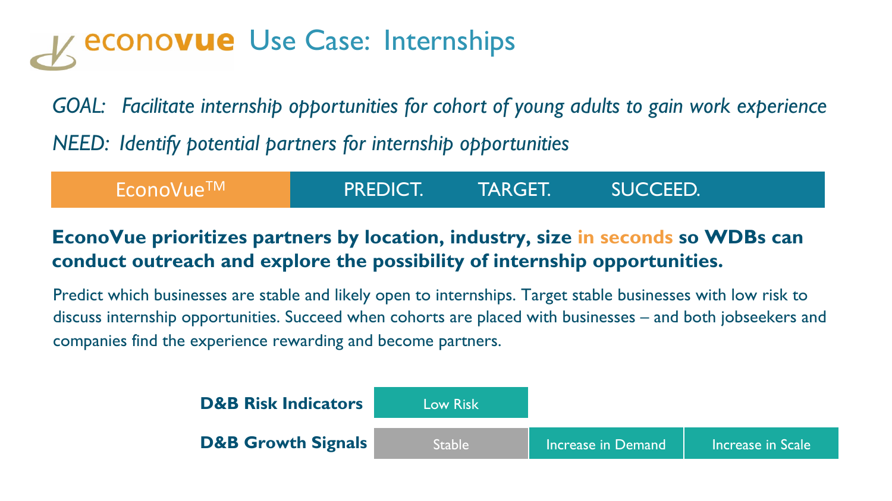# econovue Use Case: Internships

*GOAL: Facilitate internship opportunities for cohort of young adults to gain work experience*

*NEED: Identify potential partners for internship opportunities*

| EconoVue™ | PREDICT. | TARGET. | SUCCEED. |
|---|---|---|---|

**EconoVue prioritizes partners by location, industry, size in seconds so WDBs can conduct outreach and explore the possibility of internship opportunities.**

Predict which businesses are stable and likely open to internships. Target stable businesses with low risk to discuss internship opportunities. Succeed when cohorts are placed with businesses – and both jobseekers and companies find the experience rewarding and become partners.

| | | | |
|---|---|---|---|
| **D&B Risk Indicators** | Low Risk | | |
| **D&B Growth Signals** | Stable | Increase in Demand | Increase in Scale |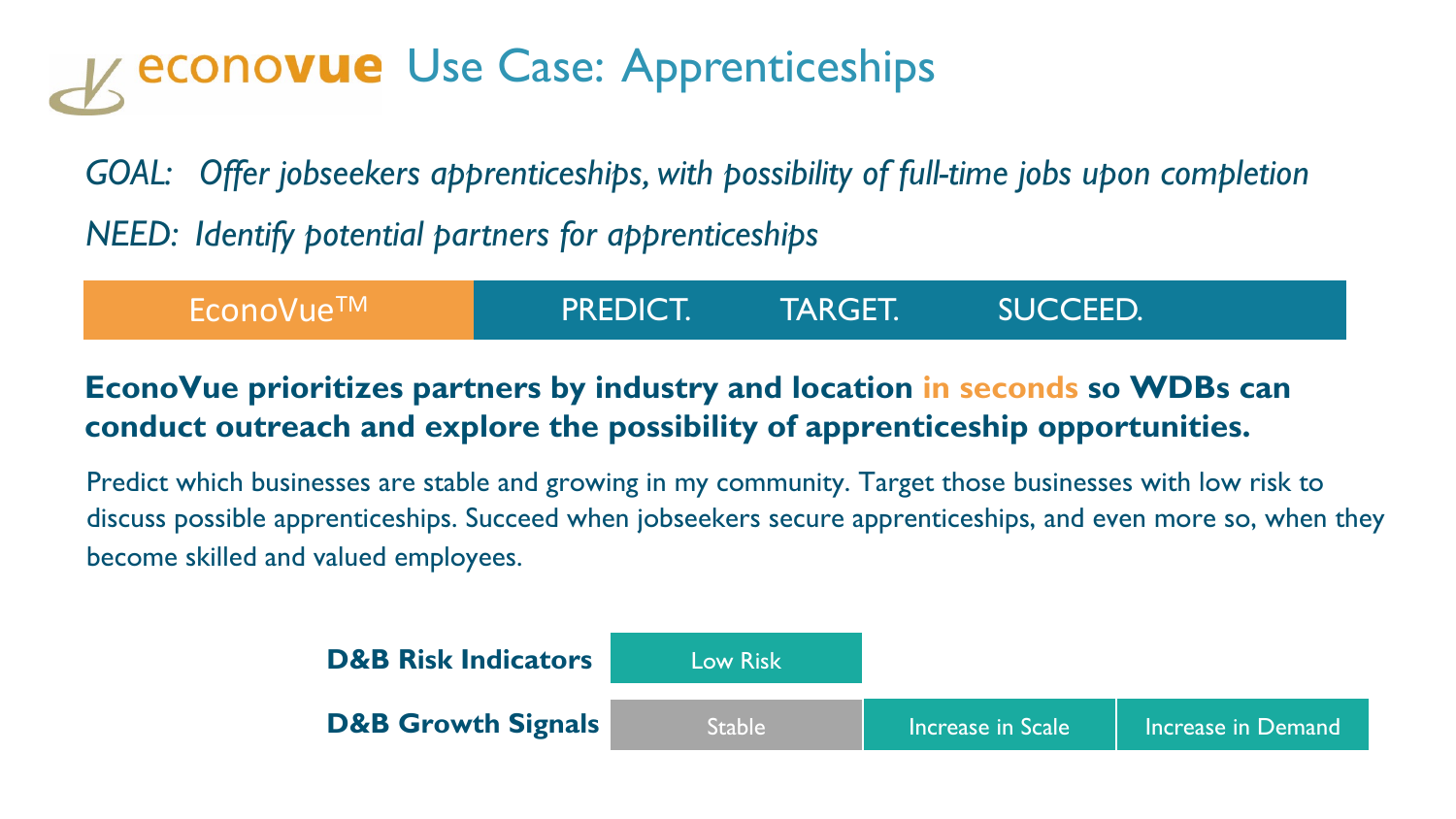# econovue Use Case: Apprenticeships

*GOAL: Offer jobseekers apprenticeships, with possibility of full-time jobs upon completion*

*NEED: Identify potential partners for apprenticeships*

| EconoVue™ | PREDICT. | TARGET. | SUCCEED. |
|---|---|---|---|

**EconoVue prioritizes partners by industry and location in seconds so WDBs can conduct outreach and explore the possibility of apprenticeship opportunities.**

Predict which businesses are stable and growing in my community. Target those businesses with low risk to discuss possible apprenticeships. Succeed when jobseekers secure apprenticeships, and even more so, when they become skilled and valued employees.

| | | | |
|---|---|---|---|
| **D&B Risk Indicators** | Low Risk | | |
| **D&B Growth Signals** | Stable | Increase in Scale | Increase in Demand |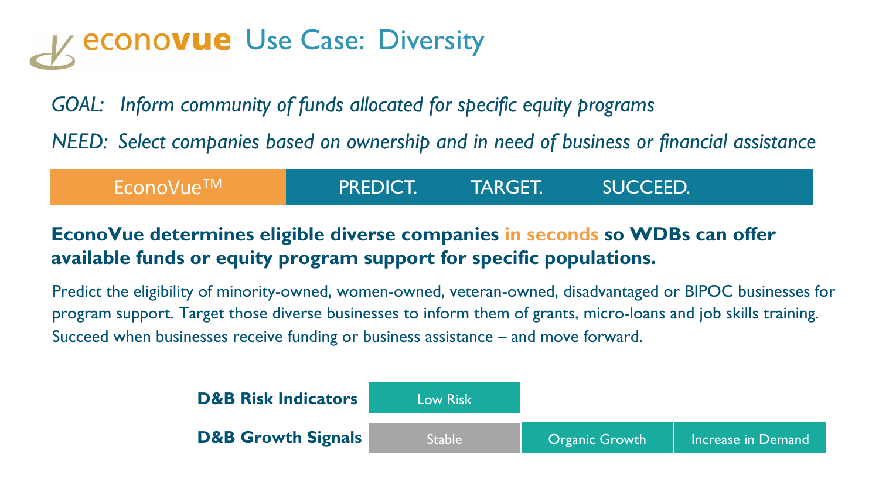# econovue Use Case: Diversity

*GOAL: Inform community of funds allocated for specific equity programs*

*NEED: Select companies based on ownership and in need of business or financial assistance*

| EconoVue™ | PREDICT. | TARGET. | SUCCEED. |
| --- | --- | --- | --- |

**EconoVue determines eligible diverse companies in seconds so WDBs can offer available funds or equity program support for specific populations.**

Predict the eligibility of minority-owned, women-owned, veteran-owned, disadvantaged or BIPOC businesses for program support. Target those diverse businesses to inform them of grants, micro-loans and job skills training. Succeed when businesses receive funding or business assistance – and move forward.

| | | | |
| --- | --- | --- | --- |
| **D&B Risk Indicators** | Low Risk | | |
| **D&B Growth Signals** | Stable | Organic Growth | Increase in Demand |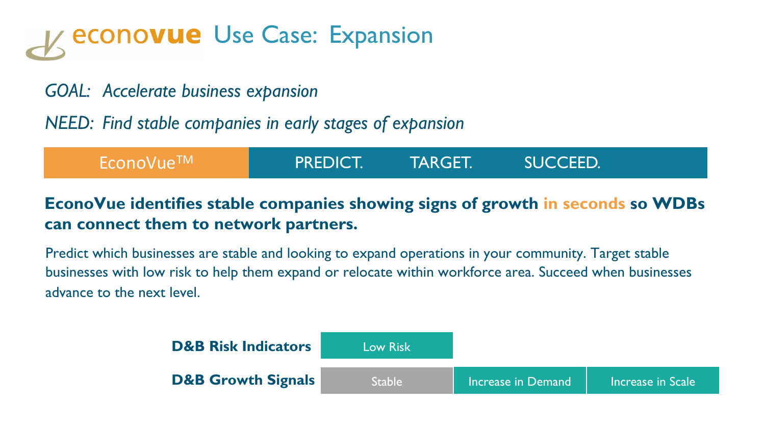# econovue Use Case: Expansion

*GOAL: Accelerate business expansion*

*NEED: Find stable companies in early stages of expansion*

| EconoVue™ | PREDICT. | TARGET. | SUCCEED. |
|---|---|---|---|

**EconoVue identifies stable companies showing signs of growth in seconds so WDBs can connect them to network partners.**

Predict which businesses are stable and looking to expand operations in your community. Target stable businesses with low risk to help them expand or relocate within workforce area. Succeed when businesses advance to the next level.

| | | | |
|---|---|---|---|
| **D&B Risk Indicators** | Low Risk | | |
| **D&B Growth Signals** | Stable | Increase in Demand | Increase in Scale |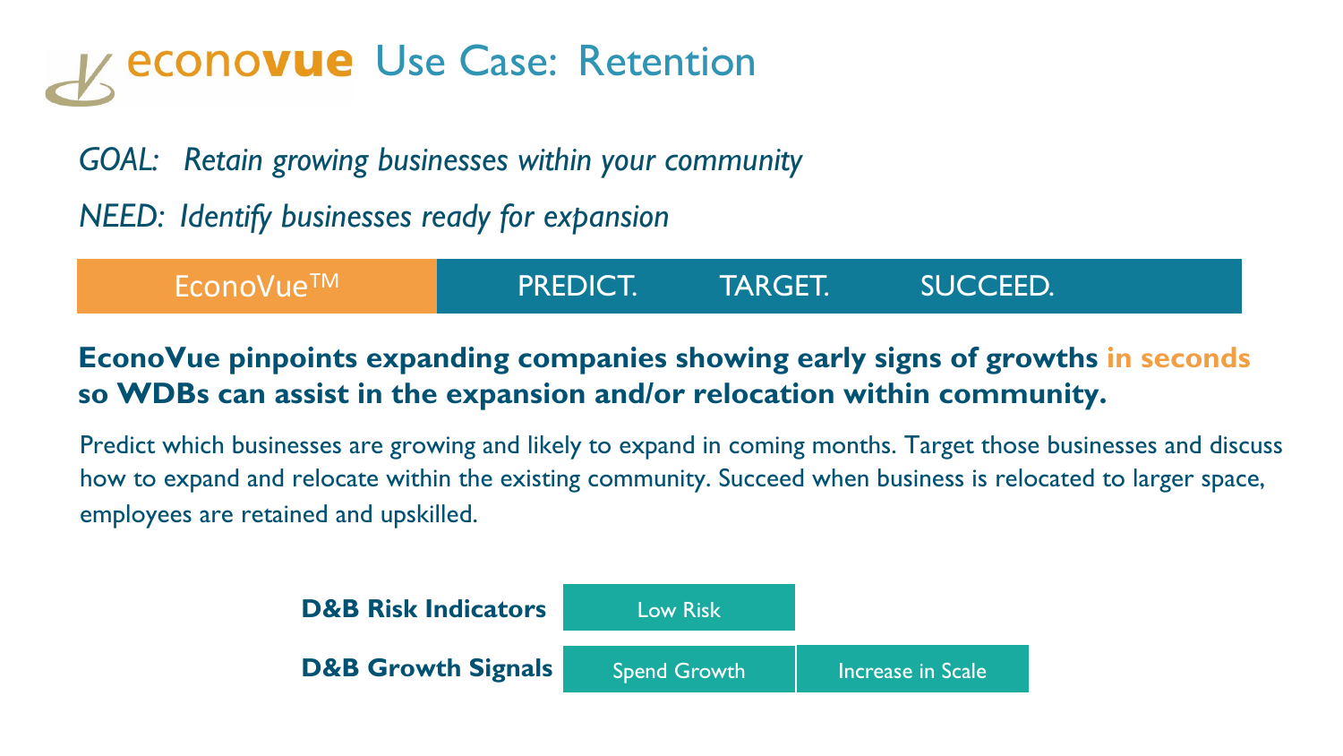# econovue Use Case: Retention

*GOAL: Retain growing businesses within your community*

*NEED: Identify businesses ready for expansion*

| EconoVue™ | PREDICT. | TARGET. | SUCCEED. |
|---|---|---|---|

**EconoVue pinpoints expanding companies showing early signs of growths in seconds so WDBs can assist in the expansion and/or relocation within community.**

Predict which businesses are growing and likely to expand in coming months. Target those businesses and discuss how to expand and relocate within the existing community. Succeed when business is relocated to larger space, employees are retained and upskilled.

| | | |
|---|---|---|
| **D&B Risk Indicators** | Low Risk | |
| **D&B Growth Signals** | Spend Growth | Increase in Scale |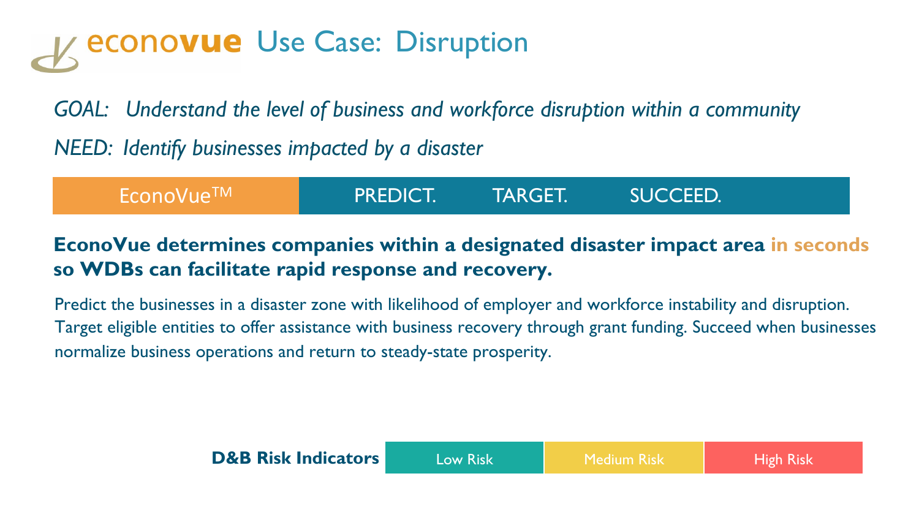# econovue Use Case: Disruption

*GOAL: Understand the level of business and workforce disruption within a community*

*NEED: Identify businesses impacted by a disaster*

| EconoVue™ | PREDICT. | TARGET. | SUCCEED. |
|---|---|---|---|

**EconoVue determines companies within a designated disaster impact area in seconds so WDBs can facilitate rapid response and recovery.**

Predict the businesses in a disaster zone with likelihood of employer and workforce instability and disruption. Target eligible entities to offer assistance with business recovery through grant funding. Succeed when businesses normalize business operations and return to steady-state prosperity.

| **D&B Risk Indicators** | Low Risk | Medium Risk | High Risk |
|---|---|---|---|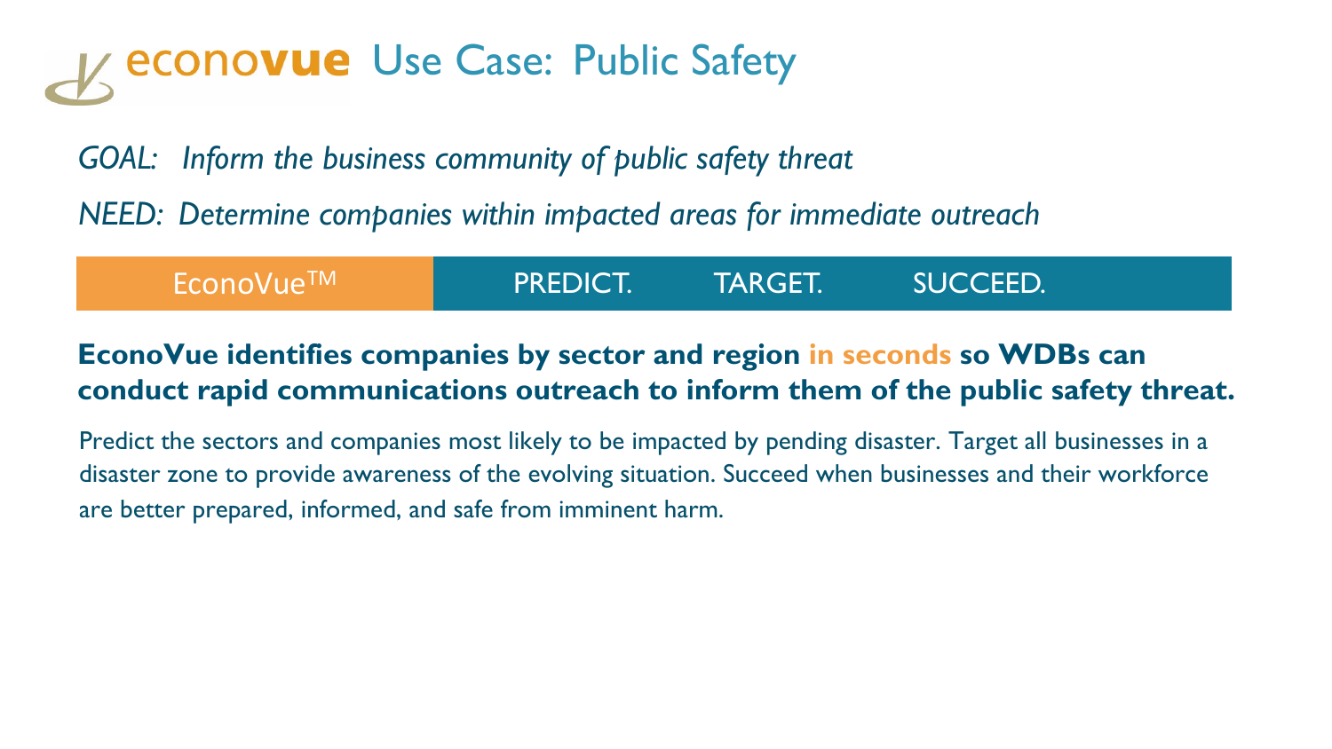# econovue Use Case: Public Safety

*GOAL: Inform the business community of public safety threat*

*NEED: Determine companies within impacted areas for immediate outreach*

EconoVue™ | PREDICT. TARGET. SUCCEED.

**EconoVue identifies companies by sector and region in seconds so WDBs can conduct rapid communications outreach to inform them of the public safety threat.**

Predict the sectors and companies most likely to be impacted by pending disaster. Target all businesses in a disaster zone to provide awareness of the evolving situation. Succeed when businesses and their workforce are better prepared, informed, and safe from imminent harm.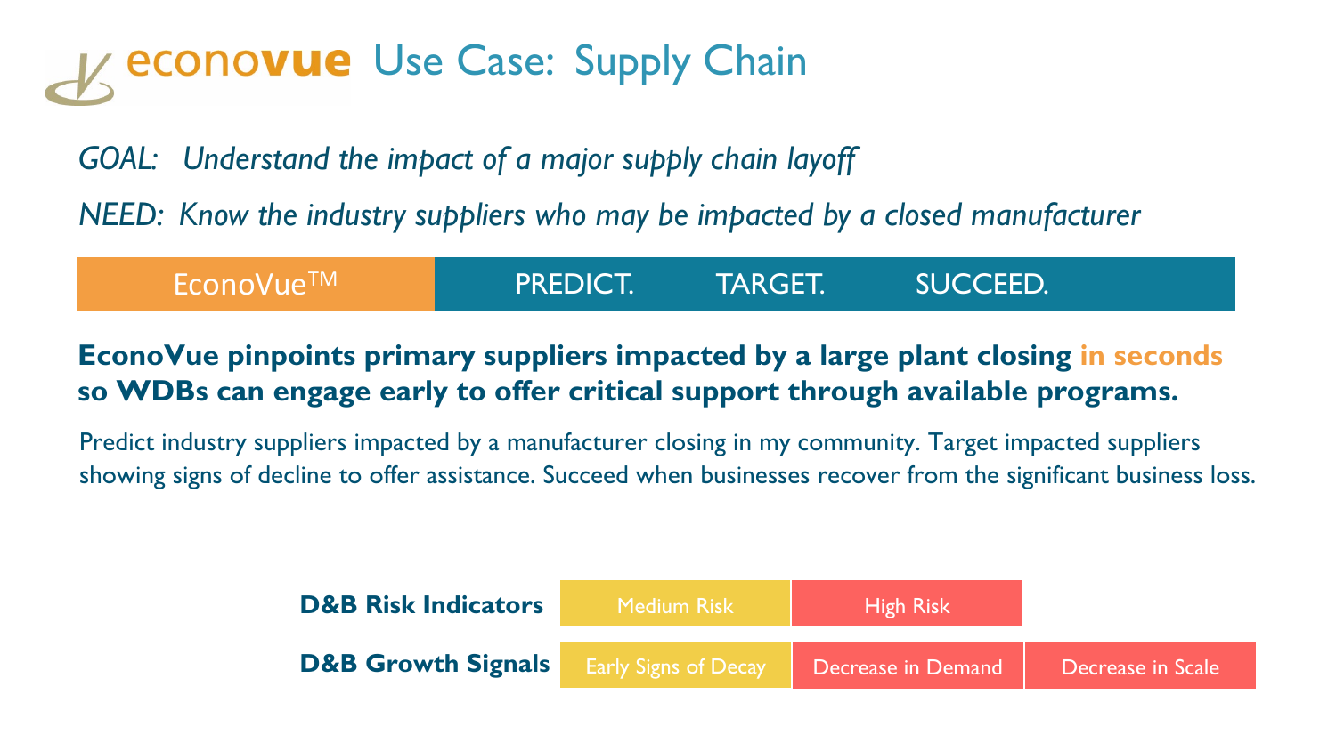# econovue Use Case: Supply Chain

*GOAL: Understand the impact of a major supply chain layoff*

*NEED: Know the industry suppliers who may be impacted by a closed manufacturer*

| EconoVue™ | PREDICT. TARGET. SUCCEED. |
| --- | --- |

**EconoVue pinpoints primary suppliers impacted by a large plant closing in seconds so WDBs can engage early to offer critical support through available programs.**

Predict industry suppliers impacted by a manufacturer closing in my community. Target impacted suppliers showing signs of decline to offer assistance. Succeed when businesses recover from the significant business loss.

| | | | |
| --- | --- | --- | --- |
| **D&B Risk Indicators** | Medium Risk | High Risk | |
| **D&B Growth Signals** | Early Signs of Decay | Decrease in Demand | Decrease in Scale |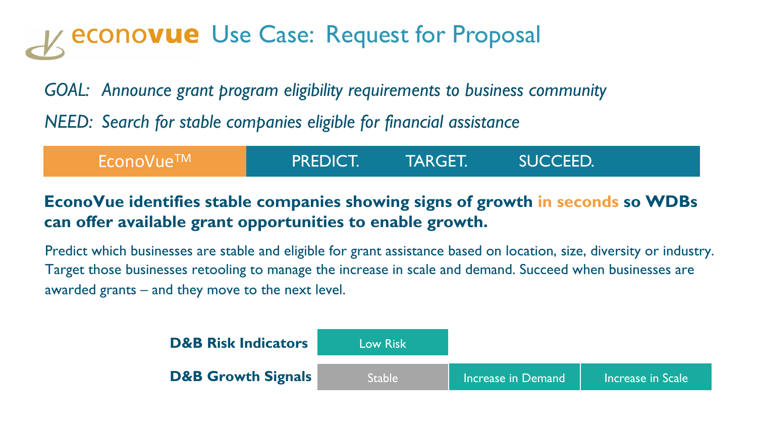# econovue Use Case: Request for Proposal

*GOAL: Announce grant program eligibility requirements to business community*

*NEEDS: Search for stable companies eligible for financial assistance*

| EconoVue™ | PREDICT. | TARGET. | SUCCEED. |
|---|---|---|---|

**EconoVue identifies stable companies showing signs of growth in seconds so WDBs can offer available grant opportunities to enable growth.**

Predict which businesses are stable and eligible for grant assistance based on location, size, diversity or industry. Target those businesses retooling to manage the increase in scale and demand. Succeed when businesses are awarded grants – and they move to the next level.

| | | | |
|---|---|---|---|
| **D&B Risk Indicators** | Low Risk | | |
| **D&B Growth Signals** | Stable | Increase in Demand | Increase in Scale |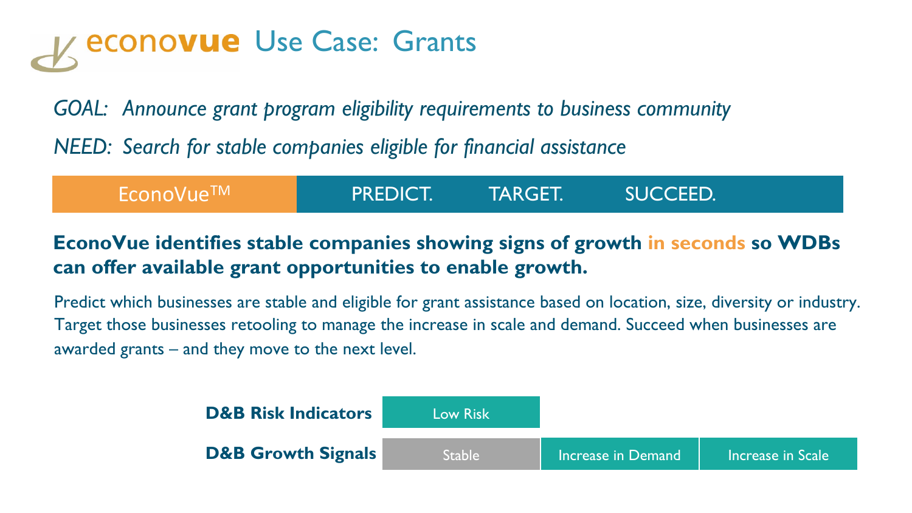# econovue Use Case: Grants

*GOAL: Announce grant program eligibility requirements to business community*

*NEED: Search for stable companies eligible for financial assistance*

| EconoVue™ | PREDICT. | TARGET. | SUCCEED. |
|---|---|---|---|

**EconoVue identifies stable companies showing signs of growth in seconds so WDBs can offer available grant opportunities to enable growth.**

Predict which businesses are stable and eligible for grant assistance based on location, size, diversity or industry. Target those businesses retooling to manage the increase in scale and demand. Succeed when businesses are awarded grants – and they move to the next level.

| | | | |
|---|---|---|---|
| **D&B Risk Indicators** | Low Risk | | |
| **D&B Growth Signals** | Stable | Increase in Demand | Increase in Scale |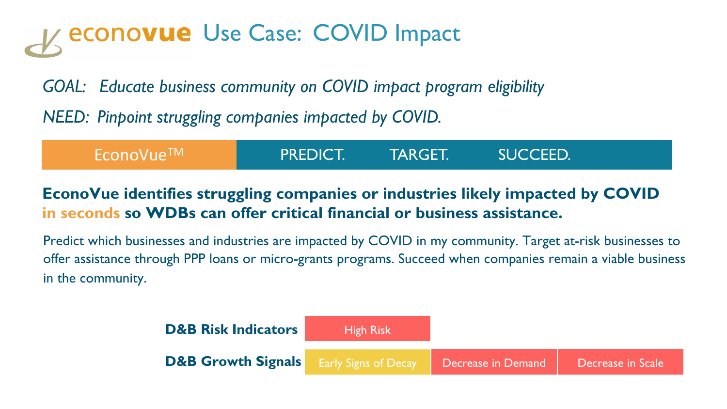# econovue Use Case: COVID Impact

*GOAL: Educate business community on COVID impact program eligibility*

*NEED: Pinpoint struggling companies impacted by COVID.*

| EconoVue™ | PREDICT. TARGET. SUCCEED. |
| --- | --- |

**EconoVue identifies struggling companies or industries likely impacted by COVID in seconds so WDBs can offer critical financial or business assistance.**

Predict which businesses and industries are impacted by COVID in my community. Target at-risk businesses to offer assistance through PPP loans or micro-grants programs. Succeed when companies remain a viable business in the community.

| | | | |
| --- | --- | --- | --- |
| **D&B Risk Indicators** | High Risk | | |
| **D&B Growth Signals** | Early Signs of Decay | Decrease in Demand | Decrease in Scale |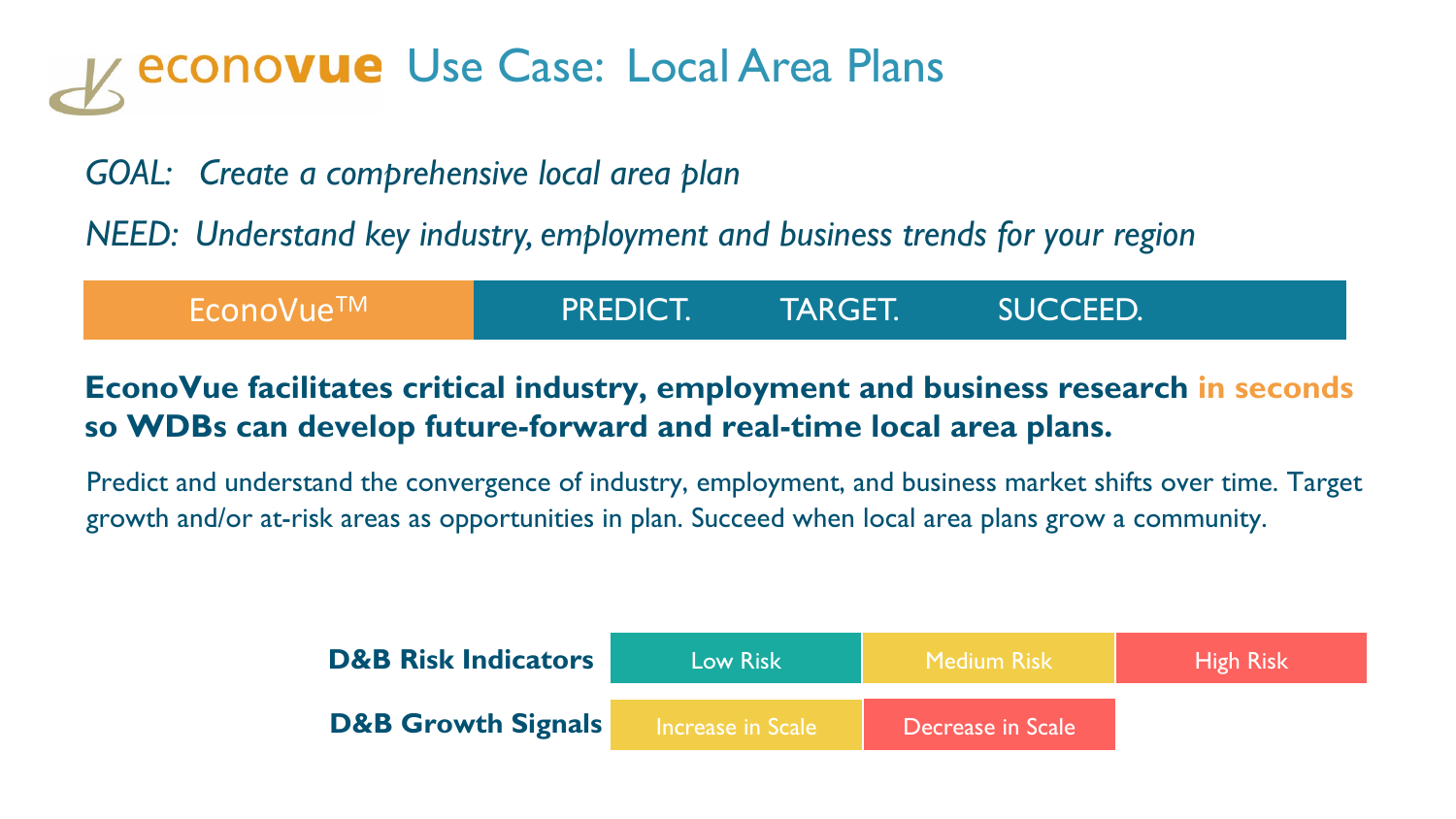# econovue Use Case: Local Area Plans

*GOAL: Create a comprehensive local area plan*

*NEED: Understand key industry, employment and business trends for your region*

| EconoVue™ | PREDICT. | TARGET. | SUCCEED. |
|---|---|---|---|

**EconoVue facilitates critical industry, employment and business research in seconds so WDBs can develop future-forward and real-time local area plans.**

Predict and understand the convergence of industry, employment, and business market shifts over time. Target growth and/or at-risk areas as opportunities in plan. Succeed when local area plans grow a community.

| | | | |
|---|---|---|---|
| **D&B Risk Indicators** | Low Risk | Medium Risk | High Risk |
| **D&B Growth Signals** | Increase in Scale | Decrease in Scale | |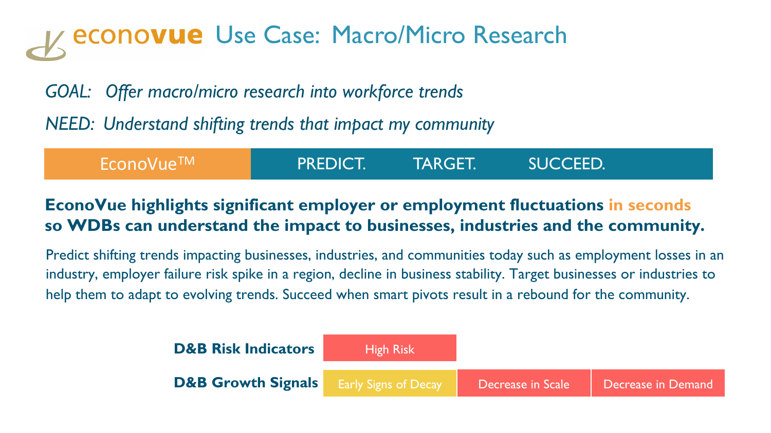# econovue Use Case: Macro/Micro Research

*GOAL: Offer macro/micro research into workforce trends*

*NEED: Understand shifting trends that impact my community*

EconoVue™ | PREDICT. TARGET. SUCCEED.

**EconoVue highlights significant employer or employment fluctuations in seconds so WDBs can understand the impact to businesses, industries and the community.**

Predict shifting trends impacting businesses, industries, and communities today such as employment losses in an industry, employer failure risk spike in a region, decline in business stability. Target businesses or industries to help them to adapt to evolving trends. Succeed when smart pivots result in a rebound for the community.

**D&B Risk Indicators** High Risk

**D&B Growth Signals** Early Signs of Decay | Decrease in Scale | Decrease in Demand